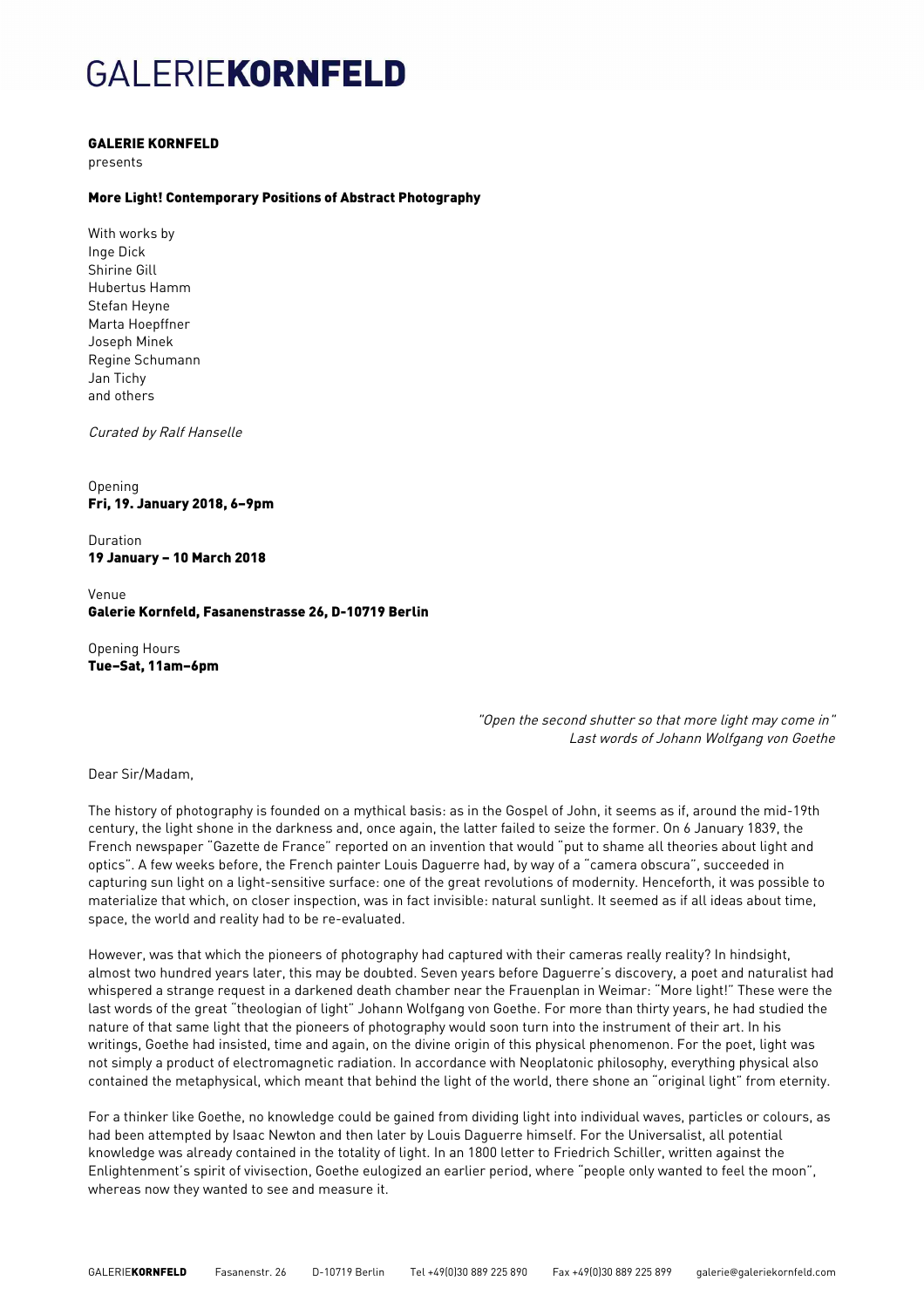# GALERIE**KORNFELD**

**GALERIE KORNFELD**
presents

**More Light! Contemporary Positions of Abstract Photography**

With works by
Inge Dick
Shirine Gill
Hubertus Hamm
Stefan Heyne
Marta Hoepffner
Joseph Minek
Regine Schumann
Jan Tichy
and others

*Curated by Ralf Hanselle*

Opening
**Fri, 19. January 2018, 6–9pm**

Duration
**19 January – 10 March 2018**

Venue
**Galerie Kornfeld, Fasanenstrasse 26, D-10719 Berlin**

Opening Hours
**Tue–Sat, 11am–6pm**

> *"Open the second shutter so that more light may come in"*
> *Last words of Johann Wolfgang von Goethe*

Dear Sir/Madam,

The history of photography is founded on a mythical basis: as in the Gospel of John, it seems as if, around the mid-19th century, the light shone in the darkness and, once again, the latter failed to seize the former. On 6 January 1839, the French newspaper "Gazette de France" reported on an invention that would "put to shame all theories about light and optics". A few weeks before, the French painter Louis Daguerre had, by way of a "camera obscura", succeeded in capturing sun light on a light-sensitive surface: one of the great revolutions of modernity. Henceforth, it was possible to materialize that which, on closer inspection, was in fact invisible: natural sunlight. It seemed as if all ideas about time, space, the world and reality had to be re-evaluated.

However, was that which the pioneers of photography had captured with their cameras really reality? In hindsight, almost two hundred years later, this may be doubted. Seven years before Daguerre's discovery, a poet and naturalist had whispered a strange request in a darkened death chamber near the Frauenplan in Weimar: "More light!" These were the last words of the great "theologian of light" Johann Wolfgang von Goethe. For more than thirty years, he had studied the nature of that same light that the pioneers of photography would soon turn into the instrument of their art. In his writings, Goethe had insisted, time and again, on the divine origin of this physical phenomenon. For the poet, light was not simply a product of electromagnetic radiation. In accordance with Neoplatonic philosophy, everything physical also contained the metaphysical, which meant that behind the light of the world, there shone an "original light" from eternity.

For a thinker like Goethe, no knowledge could be gained from dividing light into individual waves, particles or colours, as had been attempted by Isaac Newton and then later by Louis Daguerre himself. For the Universalist, all potential knowledge was already contained in the totality of light. In an 1800 letter to Friedrich Schiller, written against the Enlightenment's spirit of vivisection, Goethe eulogized an earlier period, where "people only wanted to feel the moon", whereas now they wanted to see and measure it.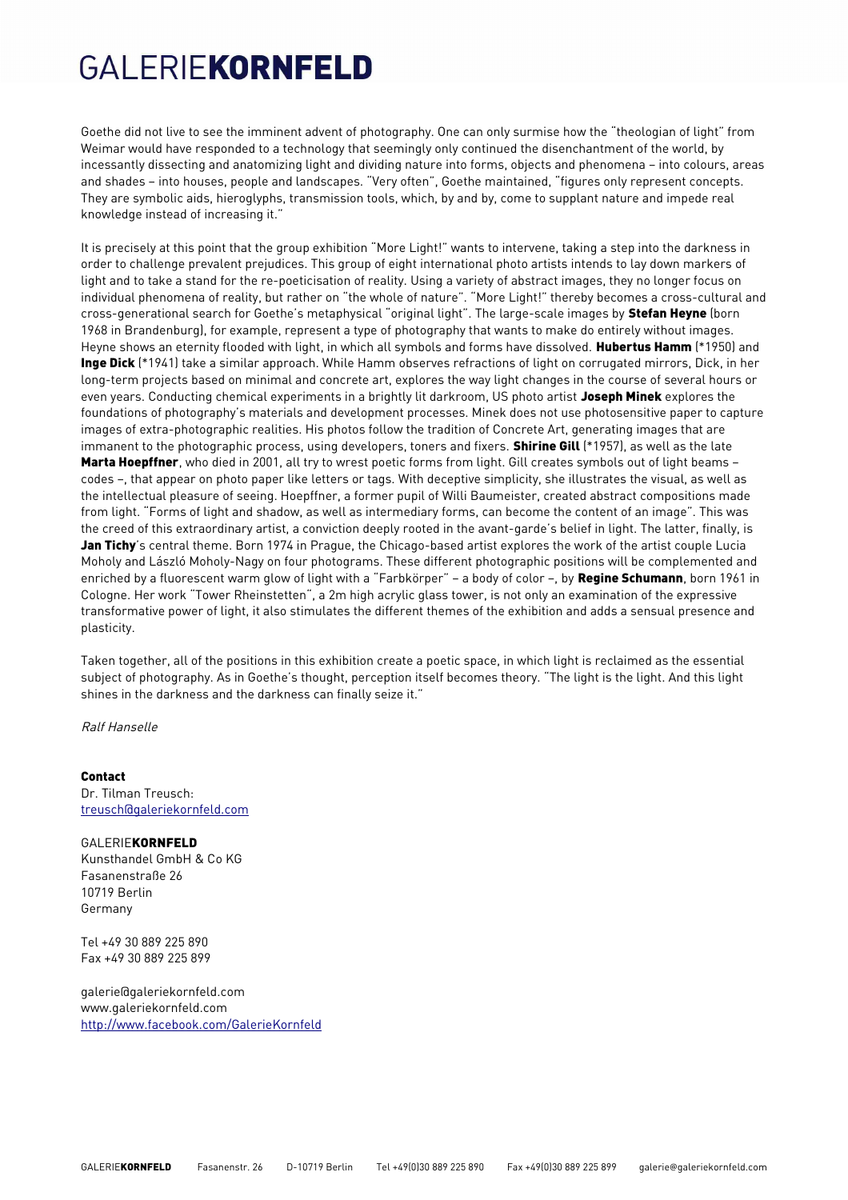Goethe did not live to see the imminent advent of photography. One can only surmise how the "theologian of light" from Weimar would have responded to a technology that seemingly only continued the disenchantment of the world, by incessantly dissecting and anatomizing light and dividing nature into forms, objects and phenomena – into colours, areas and shades – into houses, people and landscapes. "Very often", Goethe maintained, "figures only represent concepts. They are symbolic aids, hieroglyphs, transmission tools, which, by and by, come to supplant nature and impede real knowledge instead of increasing it."

It is precisely at this point that the group exhibition "More Light!" wants to intervene, taking a step into the darkness in order to challenge prevalent prejudices. This group of eight international photo artists intends to lay down markers of light and to take a stand for the re-poeticisation of reality. Using a variety of abstract images, they no longer focus on individual phenomena of reality, but rather on "the whole of nature". "More Light!" thereby becomes a cross-cultural and cross-generational search for Goethe's metaphysical "original light". The large-scale images by **Stefan Heyne** (born 1968 in Brandenburg), for example, represent a type of photography that wants to make do entirely without images. Heyne shows an eternity flooded with light, in which all symbols and forms have dissolved. **Hubertus Hamm** (*1950) and **Inge Dick** (*1941) take a similar approach. While Hamm observes refractions of light on corrugated mirrors, Dick, in her long-term projects based on minimal and concrete art, explores the way light changes in the course of several hours or even years. Conducting chemical experiments in a brightly lit darkroom, US photo artist **Joseph Minek** explores the foundations of photography's materials and development processes. Minek does not use photosensitive paper to capture images of extra-photographic realities. His photos follow the tradition of Concrete Art, generating images that are immanent to the photographic process, using developers, toners and fixers. **Shirine Gill** (*1957), as well as the late **Marta Hoepffner**, who died in 2001, all try to wrest poetic forms from light. Gill creates symbols out of light beams – codes –, that appear on photo paper like letters or tags. With deceptive simplicity, she illustrates the visual, as well as the intellectual pleasure of seeing. Hoepffner, a former pupil of Willi Baumeister, created abstract compositions made from light. "Forms of light and shadow, as well as intermediary forms, can become the content of an image". This was the creed of this extraordinary artist, a conviction deeply rooted in the avant-garde's belief in light. The latter, finally, is **Jan Tichy**'s central theme. Born 1974 in Prague, the Chicago-based artist explores the work of the artist couple Lucia Moholy and László Moholy-Nagy on four photograms. These different photographic positions will be complemented and enriched by a fluorescent warm glow of light with a "Farbkörper" – a body of color –, by **Regine Schumann**, born 1961 in Cologne. Her work "Tower Rheinstetten", a 2m high acrylic glass tower, is not only an examination of the expressive transformative power of light, it also stimulates the different themes of the exhibition and adds a sensual presence and plasticity.

Taken together, all of the positions in this exhibition create a poetic space, in which light is reclaimed as the essential subject of photography. As in Goethe's thought, perception itself becomes theory. "The light is the light. And this light shines in the darkness and the darkness can finally seize it."

*Ralf Hanselle*

**Contact**
Dr. Tilman Treusch:
treusch@galeriekornfeld.com

GALERIE**KORNFELD**
Kunsthandel GmbH & Co KG
Fasanenstraße 26
10719 Berlin
Germany

Tel +49 30 889 225 890
Fax +49 30 889 225 899

galerie@galeriekornfeld.com
www.galeriekornfeld.com
http://www.facebook.com/GalerieKornfeld